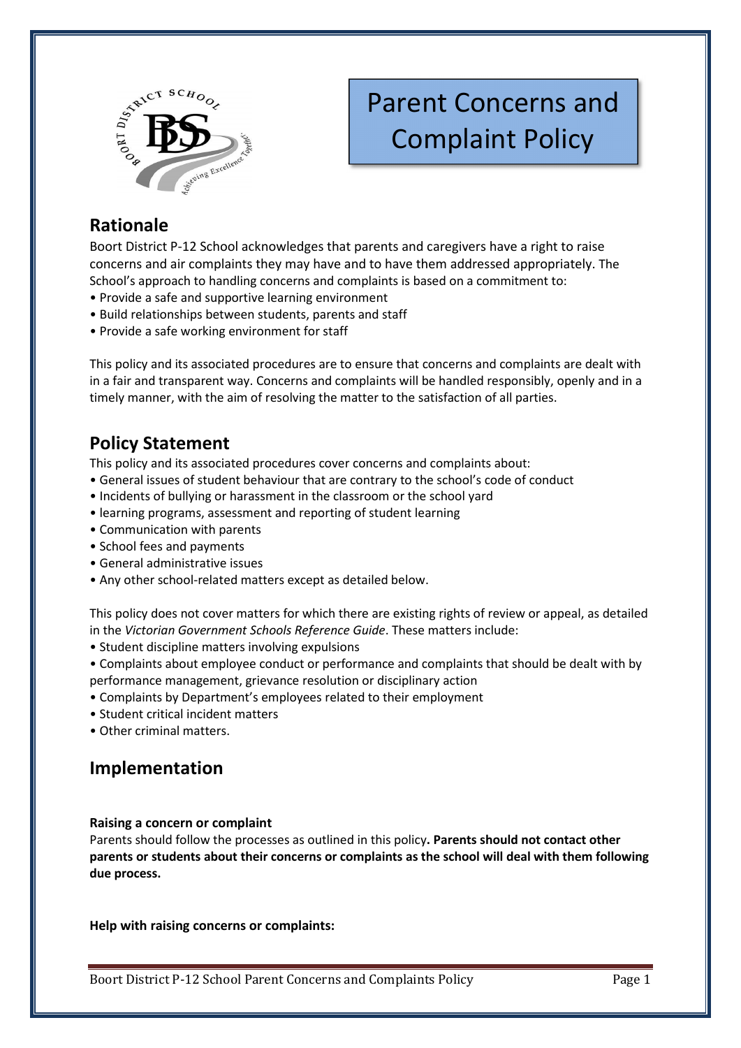# Parent Concerns and Complaint Policy

## Rationale

Boort District P-12 School acknowledges that parents and caregivers have a right to raise concerns and air complaints they may have and to have them addressed appropriately. The School's approach to handling concerns and complaints is based on a commitment to:

- Provide a safe and supportive learning environment
- Build relationships between students, parents and staff
- Provide a safe working environment for staff

This policy and its associated procedures are to ensure that concerns and complaints are dealt with in a fair and transparent way. Concerns and complaints will be handled responsibly, openly and in a timely manner, with the aim of resolving the matter to the satisfaction of all parties.

## Policy Statement

This policy and its associated procedures cover concerns and complaints about:

- General issues of student behaviour that are contrary to the school's code of conduct
- Incidents of bullying or harassment in the classroom or the school yard
- learning programs, assessment and reporting of student learning
- Communication with parents
- School fees and payments
- General administrative issues
- Any other school-related matters except as detailed below.

This policy does not cover matters for which there are existing rights of review or appeal, as detailed in the *Victorian Government Schools Reference Guide*. These matters include:

- Student discipline matters involving expulsions
- Complaints about employee conduct or performance and complaints that should be dealt with by performance management, grievance resolution or disciplinary action
- Complaints by Department's employees related to their employment
- Student critical incident matters
- Other criminal matters.

## Implementation

**Raising a concern or complaint**

Parents should follow the processes as outlined in this policy**. Parents should not contact other parents or students about their concerns or complaints as the school will deal with them following due process.**

**Help with raising concerns or complaints:**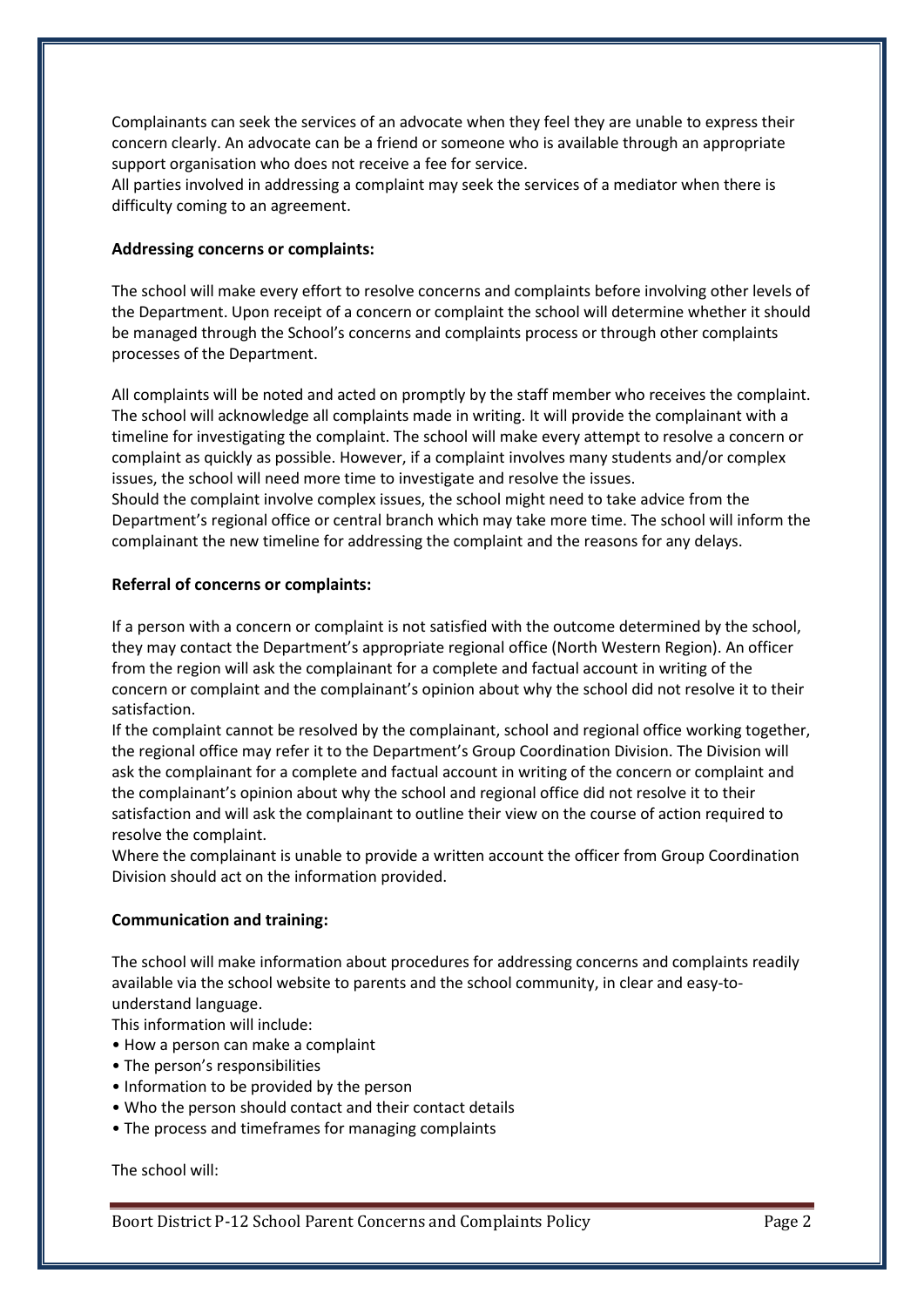Complainants can seek the services of an advocate when they feel they are unable to express their concern clearly. An advocate can be a friend or someone who is available through an appropriate support organisation who does not receive a fee for service.
All parties involved in addressing a complaint may seek the services of a mediator when there is difficulty coming to an agreement.

**Addressing concerns or complaints:**

The school will make every effort to resolve concerns and complaints before involving other levels of the Department. Upon receipt of a concern or complaint the school will determine whether it should be managed through the School's concerns and complaints process or through other complaints processes of the Department.

All complaints will be noted and acted on promptly by the staff member who receives the complaint. The school will acknowledge all complaints made in writing. It will provide the complainant with a timeline for investigating the complaint. The school will make every attempt to resolve a concern or complaint as quickly as possible. However, if a complaint involves many students and/or complex issues, the school will need more time to investigate and resolve the issues.
Should the complaint involve complex issues, the school might need to take advice from the Department's regional office or central branch which may take more time. The school will inform the complainant the new timeline for addressing the complaint and the reasons for any delays.

**Referral of concerns or complaints:**

If a person with a concern or complaint is not satisfied with the outcome determined by the school, they may contact the Department's appropriate regional office (North Western Region). An officer from the region will ask the complainant for a complete and factual account in writing of the concern or complaint and the complainant's opinion about why the school did not resolve it to their satisfaction.
If the complaint cannot be resolved by the complainant, school and regional office working together, the regional office may refer it to the Department's Group Coordination Division. The Division will ask the complainant for a complete and factual account in writing of the concern or complaint and the complainant's opinion about why the school and regional office did not resolve it to their satisfaction and will ask the complainant to outline their view on the course of action required to resolve the complaint.
Where the complainant is unable to provide a written account the officer from Group Coordination Division should act on the information provided.

**Communication and training:**

The school will make information about procedures for addressing concerns and complaints readily available via the school website to parents and the school community, in clear and easy-to-understand language.
This information will include:

- How a person can make a complaint
- The person's responsibilities
- Information to be provided by the person
- Who the person should contact and their contact details
- The process and timeframes for managing complaints

The school will: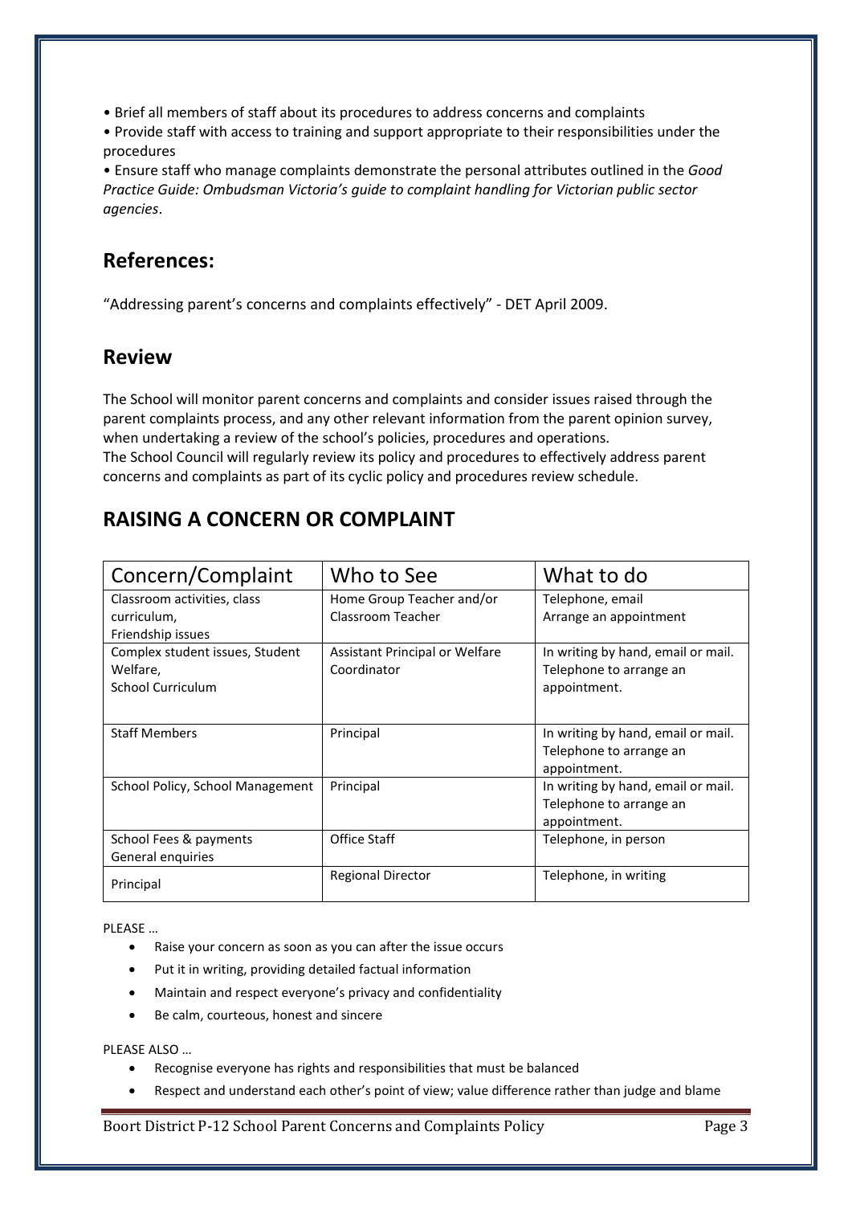- Brief all members of staff about its procedures to address concerns and complaints
- Provide staff with access to training and support appropriate to their responsibilities under the procedures
- Ensure staff who manage complaints demonstrate the personal attributes outlined in the *Good Practice Guide: Ombudsman Victoria's guide to complaint handling for Victorian public sector agencies*.

## References:

"Addressing parent's concerns and complaints effectively" - DET April 2009.

## Review

The School will monitor parent concerns and complaints and consider issues raised through the parent complaints process, and any other relevant information from the parent opinion survey, when undertaking a review of the school's policies, procedures and operations.
The School Council will regularly review its policy and procedures to effectively address parent concerns and complaints as part of its cyclic policy and procedures review schedule.

## RAISING A CONCERN OR COMPLAINT

| Concern/Complaint | Who to See | What to do |
|---|---|---|
| Classroom activities, class curriculum, Friendship issues | Home Group Teacher and/or Classroom Teacher | Telephone, email Arrange an appointment |
| Complex student issues, Student Welfare, School Curriculum | Assistant Principal or Welfare Coordinator | In writing by hand, email or mail. Telephone to arrange an appointment. |
| Staff Members | Principal | In writing by hand, email or mail. Telephone to arrange an appointment. |
| School Policy, School Management | Principal | In writing by hand, email or mail. Telephone to arrange an appointment. |
| School Fees & payments General enquiries | Office Staff | Telephone, in person |
| Principal | Regional Director | Telephone, in writing |

PLEASE …

- Raise your concern as soon as you can after the issue occurs
- Put it in writing, providing detailed factual information
- Maintain and respect everyone's privacy and confidentiality
- Be calm, courteous, honest and sincere

PLEASE ALSO …

- Recognise everyone has rights and responsibilities that must be balanced
- Respect and understand each other's point of view; value difference rather than judge and blame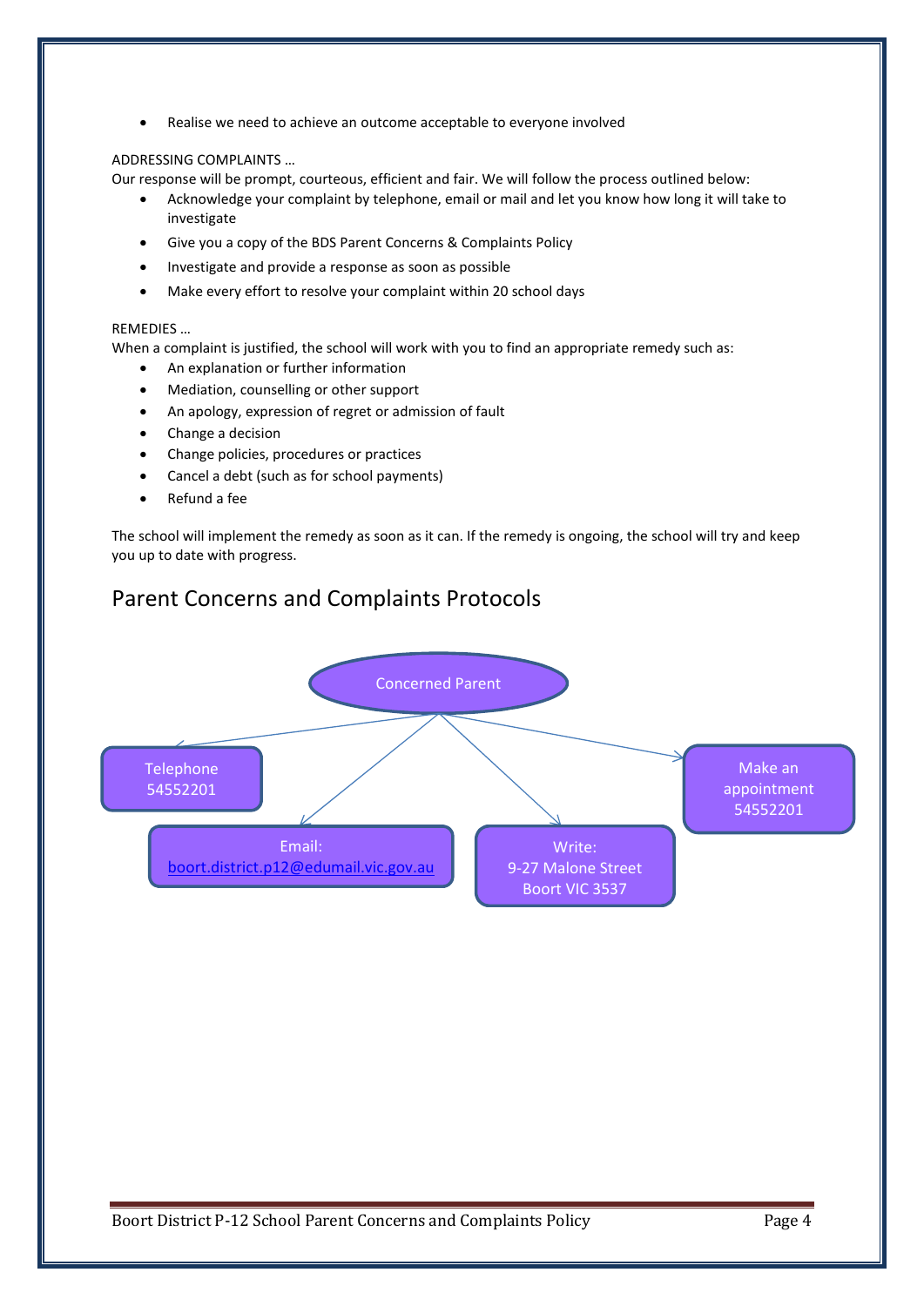- Realise we need to achieve an outcome acceptable to everyone involved

ADDRESSING COMPLAINTS …

Our response will be prompt, courteous, efficient and fair. We will follow the process outlined below:

- Acknowledge your complaint by telephone, email or mail and let you know how long it will take to investigate
- Give you a copy of the BDS Parent Concerns & Complaints Policy
- Investigate and provide a response as soon as possible
- Make every effort to resolve your complaint within 20 school days

REMEDIES …

When a complaint is justified, the school will work with you to find an appropriate remedy such as:

- An explanation or further information
- Mediation, counselling or other support
- An apology, expression of regret or admission of fault
- Change a decision
- Change policies, procedures or practices
- Cancel a debt (such as for school payments)
- Refund a fee

The school will implement the remedy as soon as it can. If the remedy is ongoing, the school will try and keep you up to date with progress.

## Parent Concerns and Complaints Protocols

Concerned Parent

- Telephone 54552201
- Email: boort.district.p12@edumail.vic.gov.au
- Write: 9-27 Malone Street Boort VIC 3537
- Make an appointment 54552201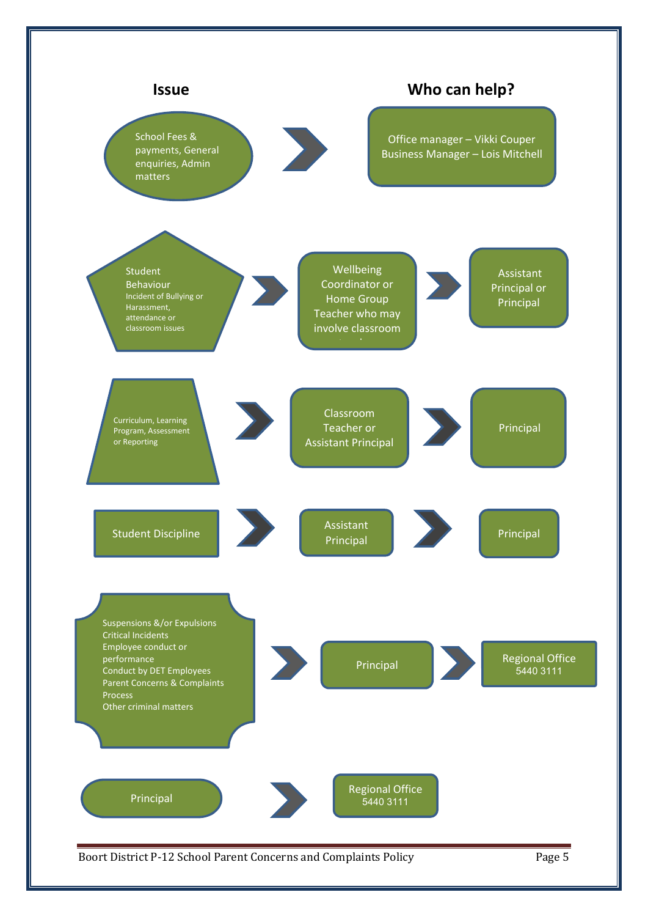| Issue | Who can help? | |
|---|---|---|
| School Fees & payments, General enquiries, Admin matters | Office manager – Vikki Couper<br>Business Manager – Lois Mitchell | |
| Student Behaviour<br>Incident of Bullying or Harassment, attendance or classroom issues | Wellbeing Coordinator or Home Group Teacher who may involve classroom | Assistant Principal or Principal |
| Curriculum, Learning Program, Assessment or Reporting | Classroom Teacher or Assistant Principal | Principal |
| Student Discipline | Assistant Principal | Principal |
| Suspensions &/or Expulsions<br>Critical Incidents<br>Employee conduct or performance<br>Conduct by DET Employees<br>Parent Concerns & Complaints Process<br>Other criminal matters | Principal | Regional Office 5440 3111 |
| Principal | Regional Office 5440 3111 | |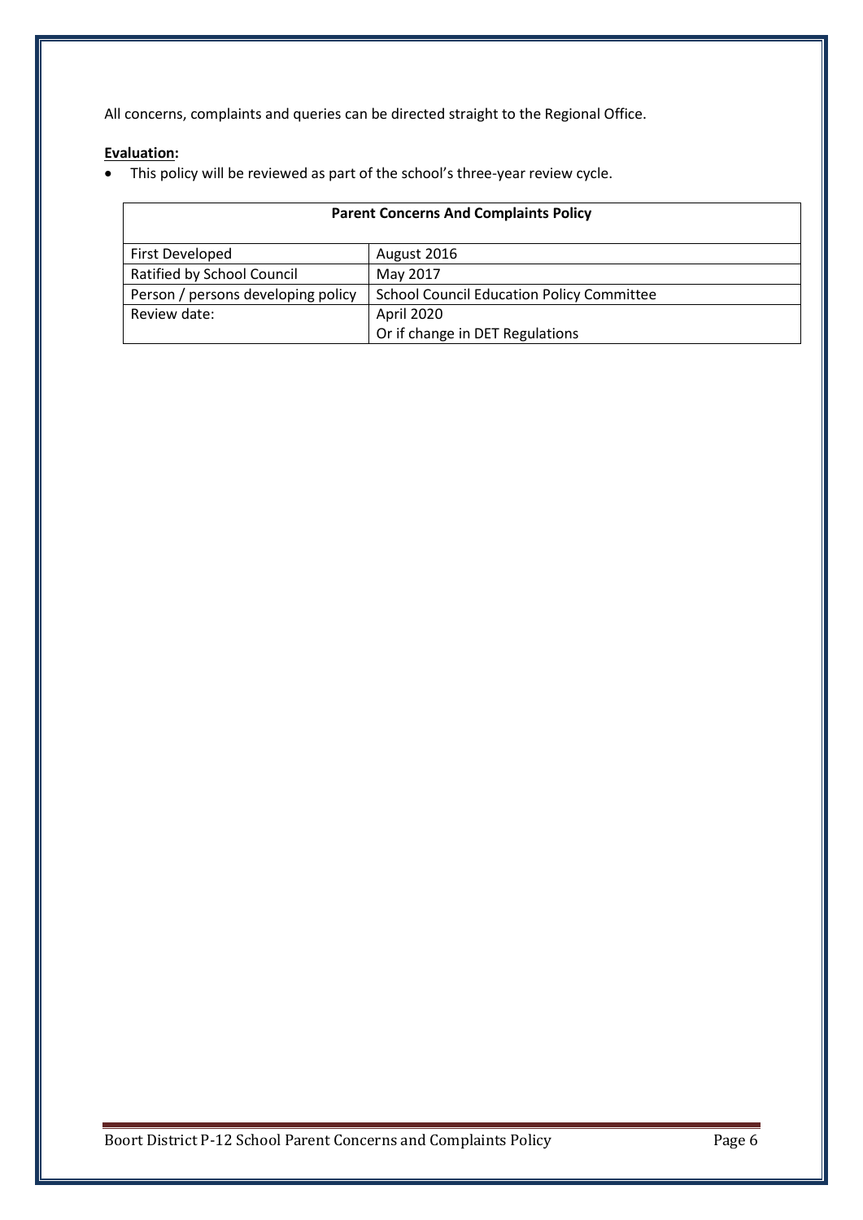All concerns, complaints and queries can be directed straight to the Regional Office.

**Evaluation:**

- This policy will be reviewed as part of the school's three-year review cycle.

| Parent Concerns And Complaints Policy | |
|---|---|
| First Developed | August 2016 |
| Ratified by School Council | May 2017 |
| Person / persons developing policy | School Council Education Policy Committee |
| Review date: | April 2020<br>Or if change in DET Regulations |